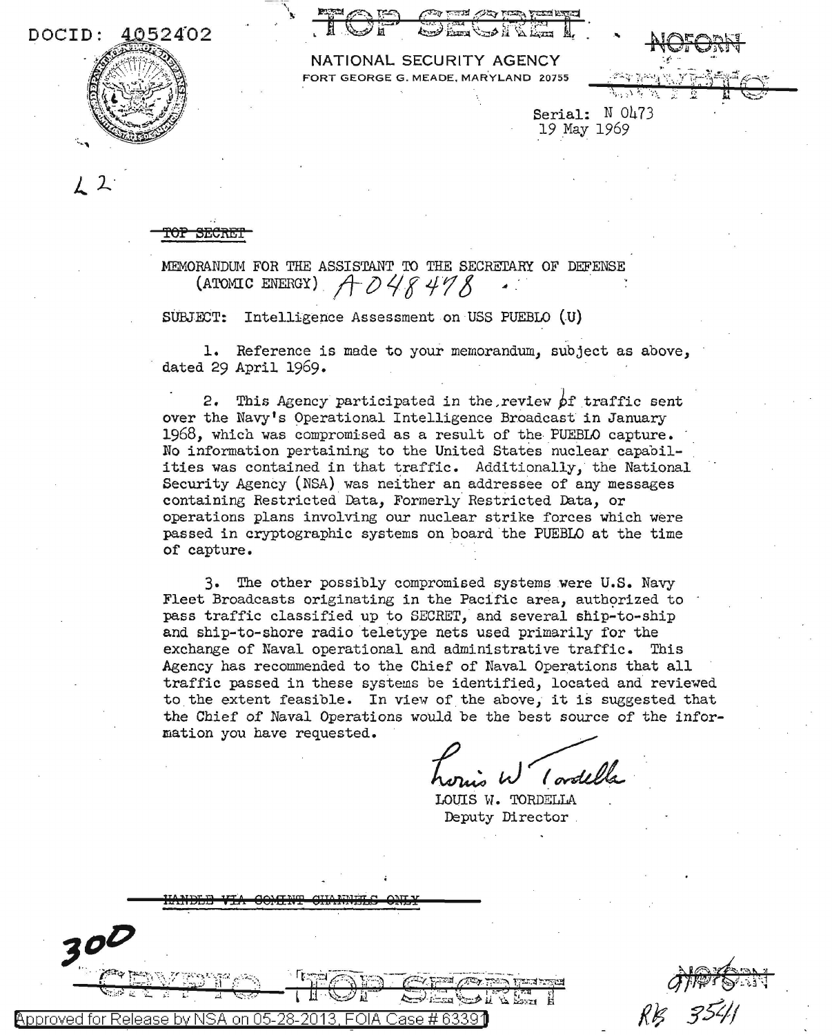DOCID: 4052402

TOP SECRET

NOFORN

NATIONAL SECURITY AGENCY
FORT GEORGE G. MEADE, MARYLAND 20755

CRYPTO

Serial: N 0473
19 May 1969

L 2

TOP SECRET

MEMORANDUM FOR THE ASSISTANT TO THE SECRETARY OF DEFENSE (ATOMIC ENERGY) A-048478

SUBJECT: Intelligence Assessment on USS PUEBLO (U)

1. Reference is made to your memorandum, subject as above, dated 29 April 1969.

2. This Agency participated in the review of traffic sent over the Navy's Operational Intelligence Broadcast in January 1968, which was compromised as a result of the PUEBLO capture. No information pertaining to the United States nuclear capabilities was contained in that traffic. Additionally, the National Security Agency (NSA) was neither an addressee of any messages containing Restricted Data, Formerly Restricted Data, or operations plans involving our nuclear strike forces which were passed in cryptographic systems on board the PUEBLO at the time of capture.

3. The other possibly compromised systems were U.S. Navy Fleet Broadcasts originating in the Pacific area, authorized to pass traffic classified up to SECRET, and several ship-to-ship and ship-to-shore radio teletype nets used primarily for the exchange of Naval operational and administrative traffic. This Agency has recommended to the Chief of Naval Operations that all traffic passed in these systems be identified, located and reviewed to the extent feasible. In view of the above, it is suggested that the Chief of Naval Operations would be the best source of the information you have requested.

Louis W Tordella

LOUIS W. TORDELLA
Deputy Director

HANDLE VIA COMINT CHANNELS ONLY

300

CRYPTO TOP SECRET

NOFORN
RB 3541

Approved for Release by NSA on 05-28-2013, FOIA Case # 63391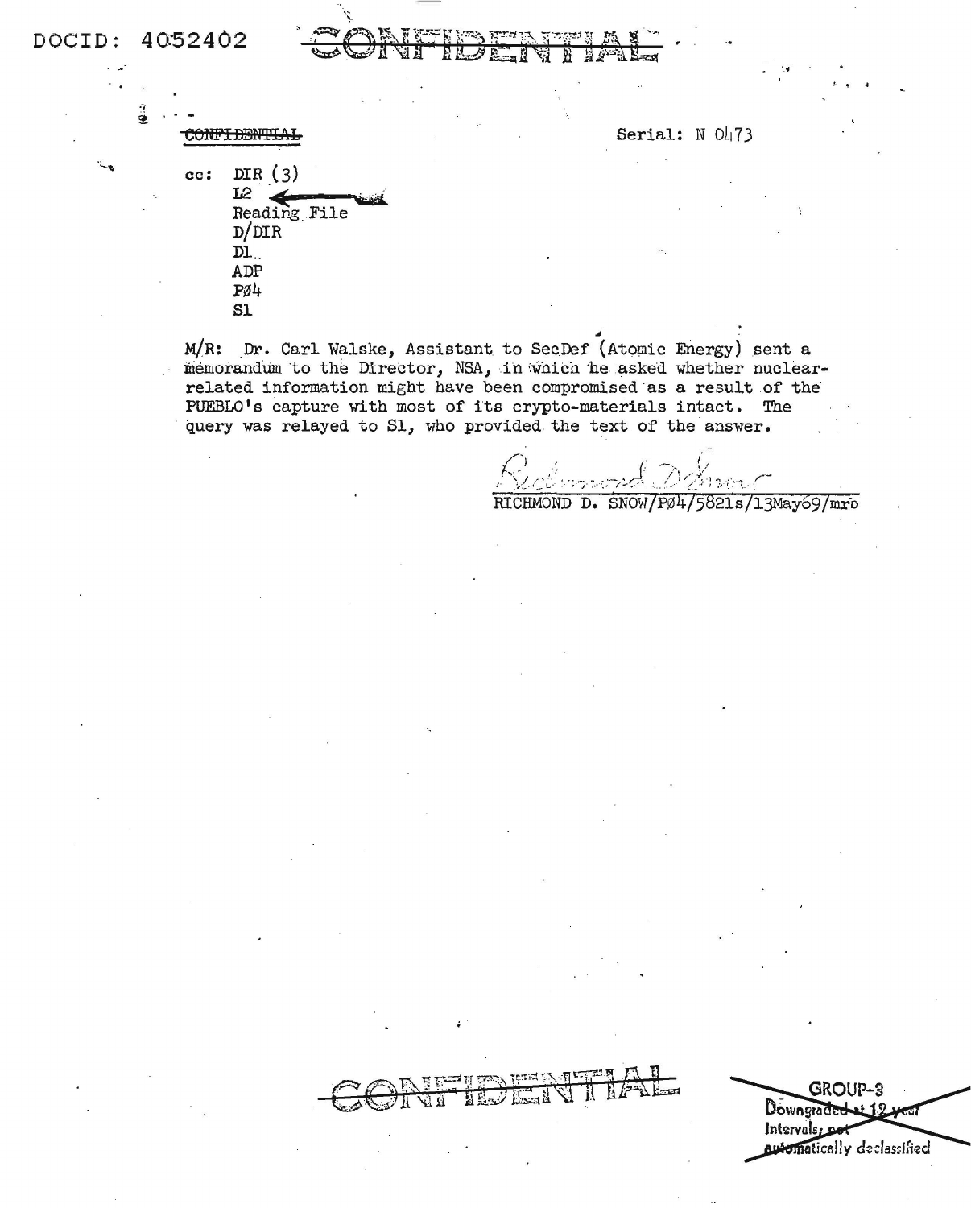DOCID: 4052402 ~~CONFIDENTIAL~~

~~CONFIDENTIAL~~

Serial: N 0473

cc: DIR (3)
L2
Reading File
D/DIR
D1
ADP
PØ4
S1

M/R: Dr. Carl Walske, Assistant to SecDef (Atomic Energy) sent a memorandum to the Director, NSA, in which he asked whether nuclear-related information might have been compromised as a result of the PUEBLO's capture with most of its crypto-materials intact. The query was relayed to S1, who provided the text of the answer.

Richmond D. Snow

RICHMOND D. SNOW/PØ4/5821s/13May69/mro

~~CONFIDENTIAL~~

~~GROUP-3 Downgraded at 12 year Intervals; not automatically declassified~~